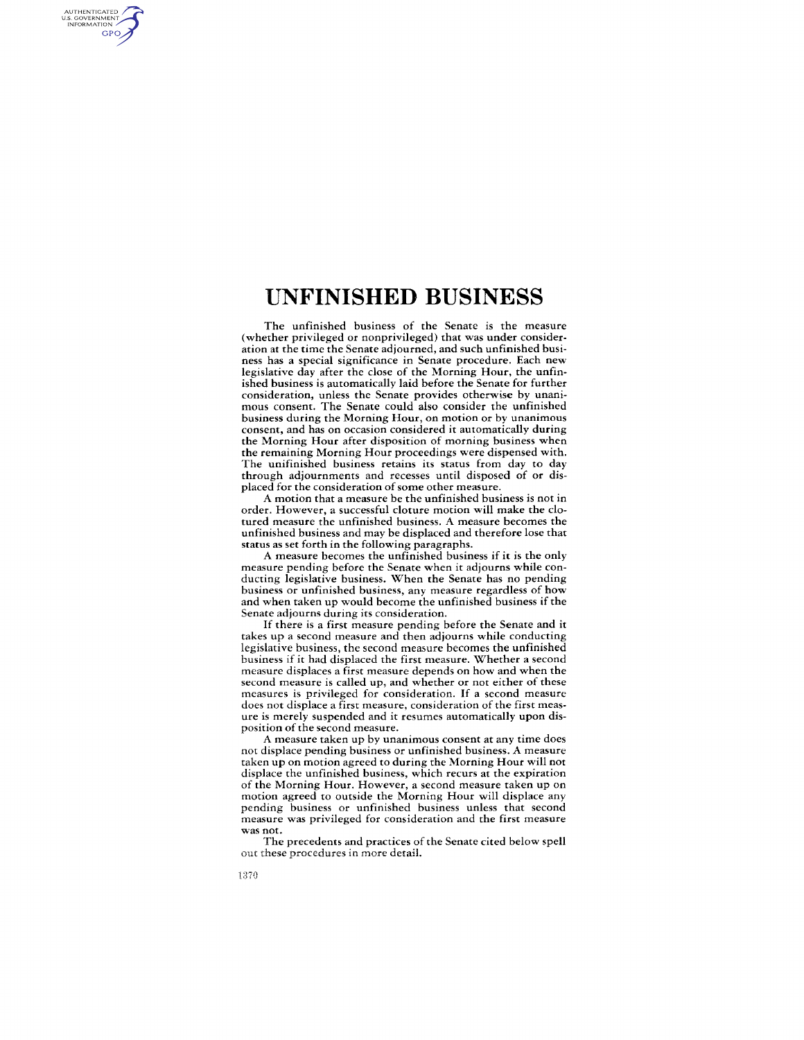# UNFINISHED BUSINESS

The unfinished business of the Senate is the measure (whether privileged or nonprivileged) that was under consideration at the time the Senate adjourned, and such unfinished business has a special significance in Senate procedure. Each new legislative day after the close of the Morning Hour, the unfinished business is automatically laid before the Senate for further consideration, unless the Senate provides otherwise by unanimous consent. The Senate could also consider the unfinished business during the Morning Hour, on motion or by unanimous consent, and has on occasion considered it automatically during the Morning Hour after disposition of morning business when the remaining Morning Hour proceedings were dispensed with. The unifinished business retains its status from day to day through adjournments and recesses until disposed of or displaced for the consideration of some other measure.

A motion that a measure be the unfinished business is not in order. However, a successful cloture motion will make the clotured measure the unfinished business. A measure becomes the unfinished business and may be displaced and therefore lose that status as set forth in the following paragraphs.

A measure becomes the unfinished business if it is the only measure pending before the Senate when it adjourns while conducting legislative business. When the Senate has no pending business or unfinished business, any measure regardless of how and when taken up would become the unfinished business if the Senate adjourns during its consideration.

If there is a first measure pending before the Senate and it takes up a second measure and then adjourns while conducting legislative business, the second measure becomes the unfinished business if it had displaced the first measure. Whether a second measure displaces a first measure depends on how and when the second measure is called up, and whether or not either of these measures is privileged for consideration. If a second measure does not displace a first measure, consideration of the first measure is merely suspended and it resumes automatically upon disposition of the second measure.

A measure taken up by unanimous consent at any time does not displace pending business or unfinished business. A measure taken up on motion agreed to during the Morning Hour will not displace the unfinished business, which recurs at the expiration of the Morning Hour. However, a second measure taken up on motion agreed to outside the Morning Hour will displace any pending business or unfinished business unless that second measure was privileged for consideration and the first measure was not.

The precedents and practices of the Senate cited below spell out these procedures in more detail.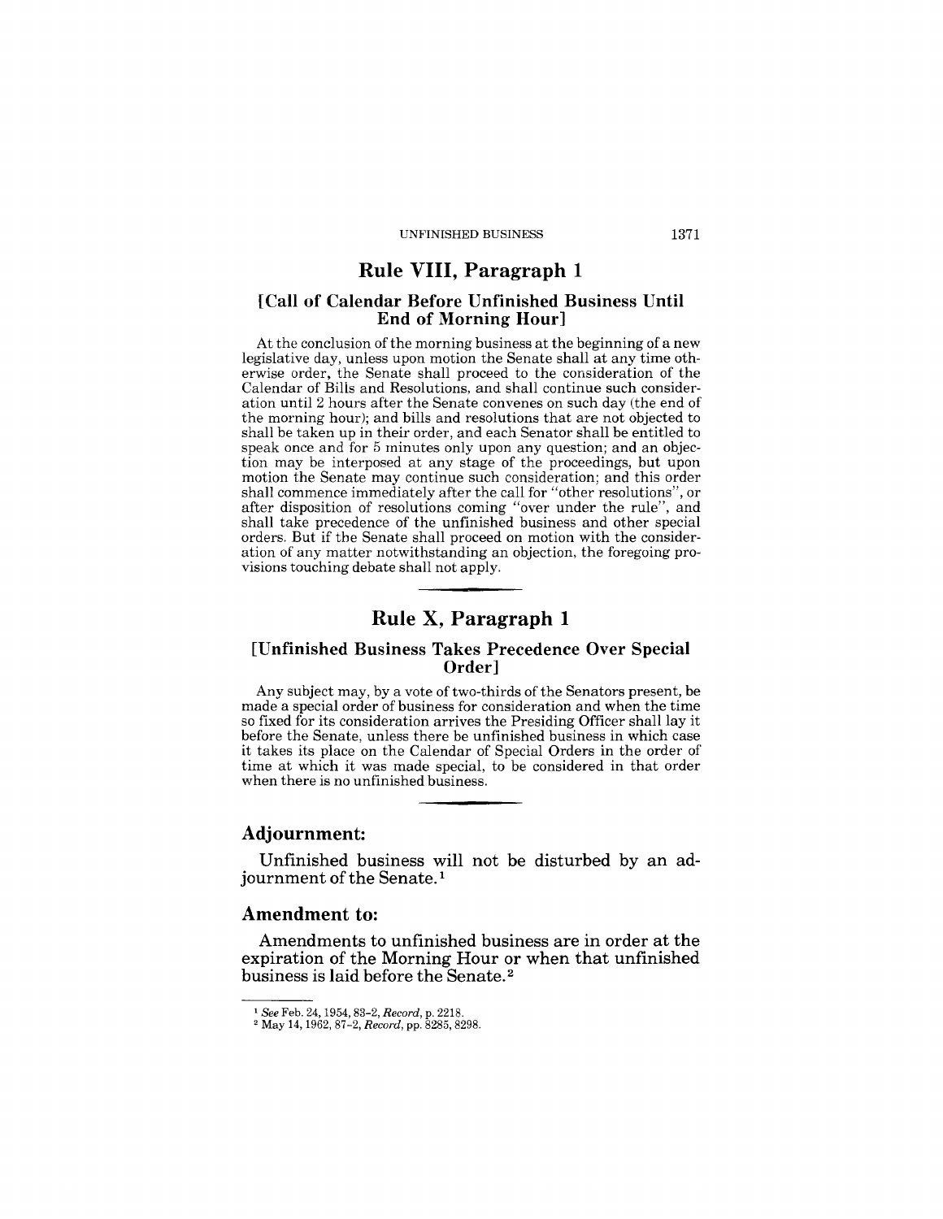## Rule VIII, Paragraph 1

### [Call of Calendar Before Unfinished Business Until End of Morning Hour]

At the conclusion of the morning business at the beginning of a new legislative day, unless upon motion the Senate shall at any time otherwise order, the Senate shall proceed to the consideration of the Calendar of Bills and Resolutions, and shall continue such consideration until 2 hours after the Senate convenes on such day (the end of the morning hour); and bills and resolutions that are not objected to shall be taken up in their order, and each Senator shall be entitled to speak once and for 5 minutes only upon any question; and an objection may be interposed at any stage of the proceedings, but upon motion the Senate may continue such consideration; and this order shall commence immediately after the call for "other resolutions", or after disposition of resolutions coming "over under the rule", and shall take precedence of the unfinished business and other special orders. But if the Senate shall proceed on motion with the consideration of any matter notwithstanding an objection, the foregoing provisions touching debate shall not apply.

## Rule X, Paragraph 1

### [Unfinished Business Takes Precedence Over Special Order]

Any subject may, by a vote of two-thirds of the Senators present, be made a special order of business for consideration and when the time so fixed for its consideration arrives the Presiding Officer shall lay it before the Senate, unless there be unfinished business in which case it takes its place on the Calendar of Special Orders in the order of time at which it was made special, to be considered in that order when there is no unfinished business.

### Adjournment:

Unfinished business will not be disturbed by an adjournment of the Senate.[1]

### Amendment to:

Amendments to unfinished business are in order at the expiration of the Morning Hour or when that unfinished business is laid before the Senate.[2]

---

[1] *See* Feb. 24, 1954, 83-2, *Record*, p. 2218.

[2] May 14, 1962, 87-2, *Record*, pp. 8285, 8298.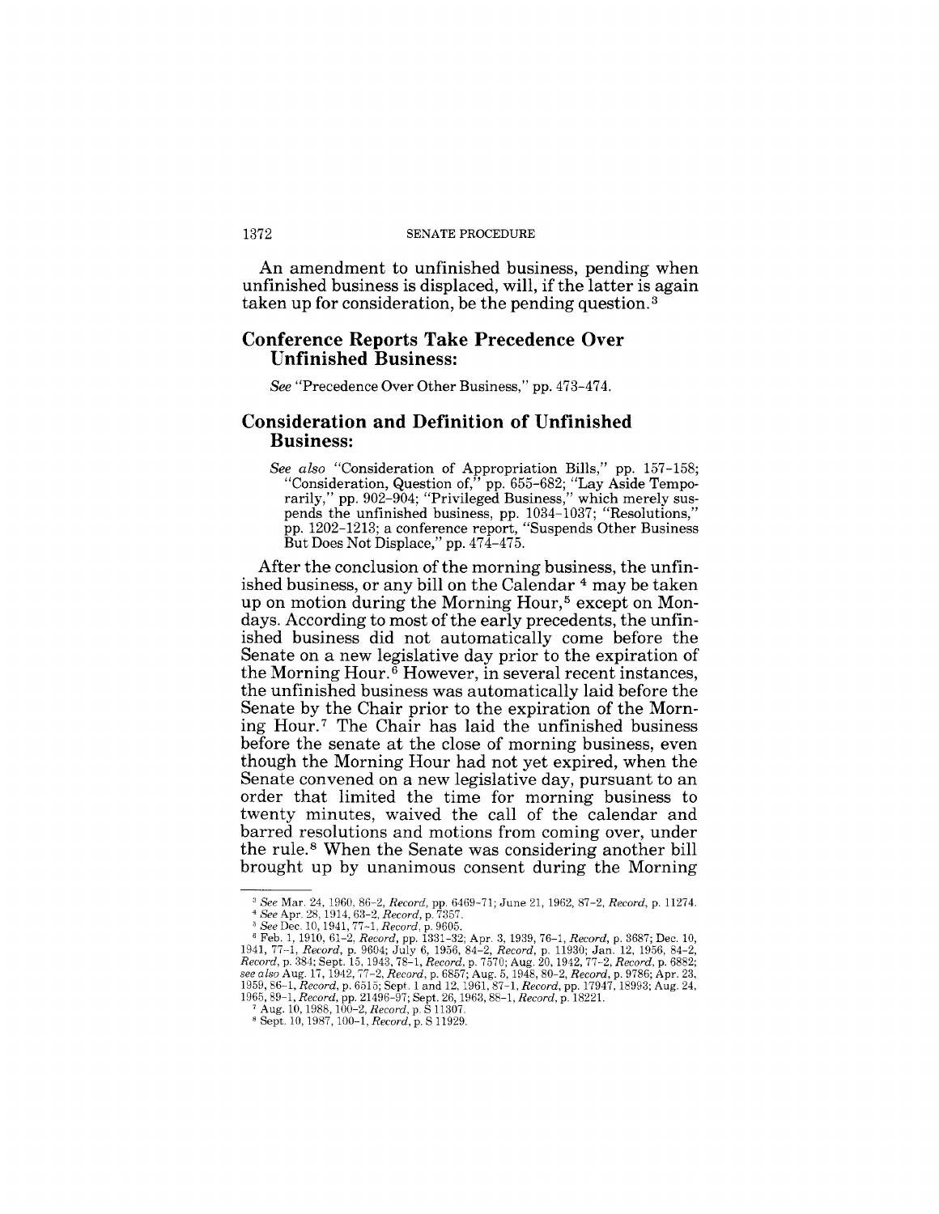An amendment to unfinished business, pending when unfinished business is displaced, will, if the latter is again taken up for consideration, be the pending question.[3]

## Conference Reports Take Precedence Over Unfinished Business:

*See* "Precedence Over Other Business," pp. 473–474.

## Consideration and Definition of Unfinished Business:

*See also* "Consideration of Appropriation Bills," pp. 157–158; "Consideration, Question of," pp. 655–682; "Lay Aside Temporarily," pp. 902–904; "Privileged Business," which merely suspends the unfinished business, pp. 1034–1037; "Resolutions," pp. 1202–1213; a conference report, "Suspends Other Business But Does Not Displace," pp. 474–475.

After the conclusion of the morning business, the unfinished business, or any bill on the Calendar [4] may be taken up on motion during the Morning Hour,[5] except on Mondays. According to most of the early precedents, the unfinished business did not automatically come before the Senate on a new legislative day prior to the expiration of the Morning Hour.[6] However, in several recent instances, the unfinished business was automatically laid before the Senate by the Chair prior to the expiration of the Morning Hour.[7] The Chair has laid the unfinished business before the senate at the close of morning business, even though the Morning Hour had not yet expired, when the Senate convened on a new legislative day, pursuant to an order that limited the time for morning business to twenty minutes, waived the call of the calendar and barred resolutions and motions from coming over, under the rule.[8] When the Senate was considering another bill brought up by unanimous consent during the Morning

---

[3] *See* Mar. 24, 1960, 86–2, *Record*, pp. 6469–71; June 21, 1962, 87–2, *Record*, p. 11274.

[4] *See* Apr. 28, 1914, 63–2, *Record*, p. 7357.

[5] *See* Dec. 10, 1941, 77–1, *Record*, p. 9605.

[6] Feb. 1, 1910, 61–2, *Record*, pp. 1331–32; Apr. 3, 1939, 76–1, *Record*, p. 3687; Dec. 10, 1941, 77–1, *Record*, p. 9604; July 6, 1956, 84–2, *Record*, p. 11930; Jan. 12, 1956, 84–2, *Record*, p. 384; Sept. 15, 1943, 78–1, *Record*, p. 7570; Aug. 20, 1942, 77–2, *Record*, p. 6882; *see also* Aug. 17, 1942, 77–2, *Record*, p. 6857; Aug. 5, 1948, 80–2, *Record*, p. 9786; Apr. 23, 1959, 86–1, *Record*, p. 6515; Sept. 1 and 12, 1961, 87–1, *Record*, pp. 17947, 18993; Aug. 24, 1965, 89–1, *Record*, pp. 21496–97; Sept. 26, 1963, 88–1, *Record*, p. 18221.

[7] Aug. 10, 1988, 100–2, *Record*, p. S 11307.

[8] Sept. 10, 1987, 100–1, *Record*, p. S 11929.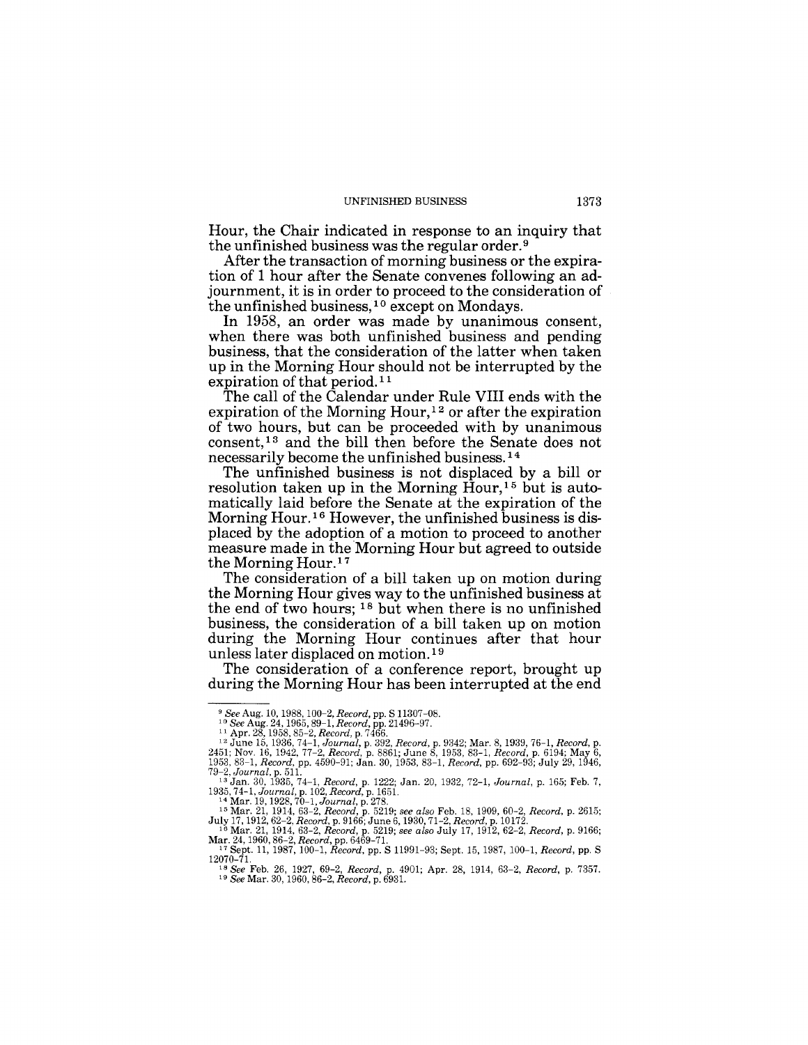Hour, the Chair indicated in response to an inquiry that the unfinished business was the regular order.[9]

After the transaction of morning business or the expiration of 1 hour after the Senate convenes following an adjournment, it is in order to proceed to the consideration of the unfinished business,[10] except on Mondays.

In 1958, an order was made by unanimous consent, when there was both unfinished business and pending business, that the consideration of the latter when taken up in the Morning Hour should not be interrupted by the expiration of that period.[11]

The call of the Calendar under Rule VIII ends with the expiration of the Morning Hour,[12] or after the expiration of two hours, but can be proceeded with by unanimous consent,[13] and the bill then before the Senate does not necessarily become the unfinished business.[14]

The unfinished business is not displaced by a bill or resolution taken up in the Morning Hour,[15] but is automatically laid before the Senate at the expiration of the Morning Hour.[16] However, the unfinished business is displaced by the adoption of a motion to proceed to another measure made in the Morning Hour but agreed to outside the Morning Hour.[17]

The consideration of a bill taken up on motion during the Morning Hour gives way to the unfinished business at the end of two hours; [18] but when there is no unfinished business, the consideration of a bill taken up on motion during the Morning Hour continues after that hour unless later displaced on motion.[19]

The consideration of a conference report, brought up during the Morning Hour has been interrupted at the end

---

[9] *See* Aug. 10, 1988, 100–2, *Record*, pp. S 11307–08.

[10] *See* Aug. 24, 1965, 89–1, *Record*, pp. 21496–97.

[11] Apr. 28, 1958, 85–2, *Record*, p. 7466.

[12] June 15, 1936, 74–1, *Journal*, p. 392, *Record*, p. 9342; Mar. 8, 1939, 76–1, *Record*, p. 2451; Nov. 16, 1942, 77–2, *Record*, p. 8861; June 8, 1953, 83–1, *Record*, p. 6194; May 6, 1953, 83–1, *Record*, pp. 4590–91; Jan. 30, 1953, 83–1, *Record*, pp. 692–93; July 29, 1946, 79–2, *Journal*, p. 511.

[13] Jan. 30, 1935, 74–1, *Record*, p. 1222; Jan. 20, 1932, 72–1, *Journal*, p. 165; Feb. 7, 1935, 74–1, *Journal*, p. 102, *Record*, p. 1651.

[14] Mar. 19, 1928, 70–1, *Journal*, p. 278.

[15] Mar. 21, 1914, 63–2, *Record*, p. 5219; *see also* Feb. 18, 1909, 60–2, *Record*, p. 2615; July 17, 1912, 62–2, *Record*, p. 9166; June 6, 1930, 71–2, *Record*, p. 10172.

[16] Mar. 21, 1914, 63–2, *Record*, p. 5219; *see also* July 17, 1912, 62–2, *Record*, p. 9166; Mar. 24, 1960, 86–2, *Record*, pp. 6469–71.

[17] Sept. 11, 1987, 100–1, *Record*, pp. S 11991–93; Sept. 15, 1987, 100–1, *Record*, pp. S 12070–71.

[18] *See* Feb. 26, 1927, 69–2, *Record*, p. 4901; Apr. 28, 1914, 63–2, *Record*, p. 7357.

[19] *See* Mar. 30, 1960, 86–2, *Record*, p. 6931.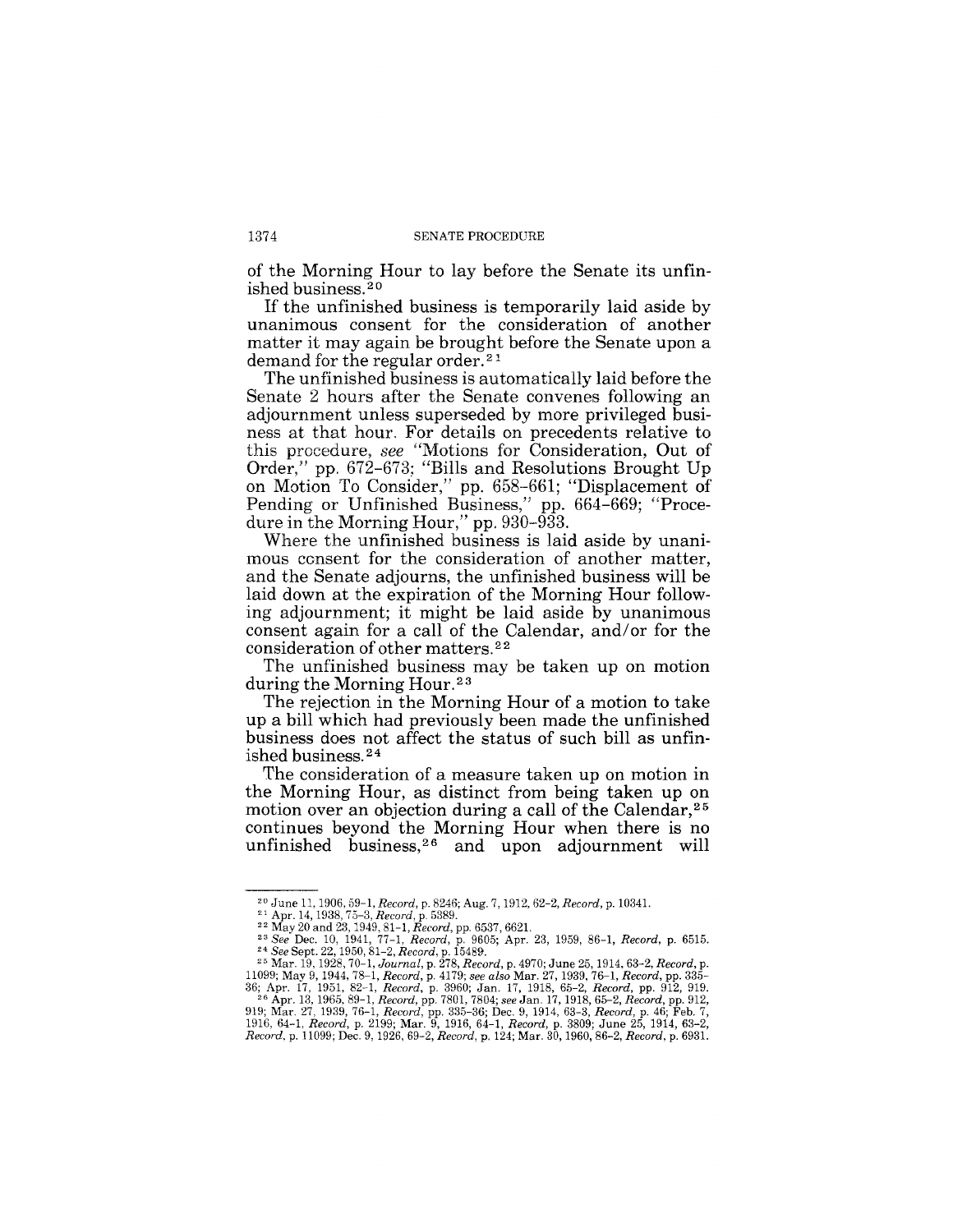of the Morning Hour to lay before the Senate its unfinished business.[20]

If the unfinished business is temporarily laid aside by unanimous consent for the consideration of another matter it may again be brought before the Senate upon a demand for the regular order.[21]

The unfinished business is automatically laid before the Senate 2 hours after the Senate convenes following an adjournment unless superseded by more privileged business at that hour. For details on precedents relative to this procedure, *see* "Motions for Consideration, Out of Order," pp. 672–673; "Bills and Resolutions Brought Up on Motion To Consider," pp. 658–661; "Displacement of Pending or Unfinished Business," pp. 664–669; "Procedure in the Morning Hour," pp. 930–933.

Where the unfinished business is laid aside by unanimous consent for the consideration of another matter, and the Senate adjourns, the unfinished business will be laid down at the expiration of the Morning Hour following adjournment; it might be laid aside by unanimous consent again for a call of the Calendar, and/or for the consideration of other matters.[22]

The unfinished business may be taken up on motion during the Morning Hour.[23]

The rejection in the Morning Hour of a motion to take up a bill which had previously been made the unfinished business does not affect the status of such bill as unfinished business.[24]

The consideration of a measure taken up on motion in the Morning Hour, as distinct from being taken up on motion over an objection during a call of the Calendar,[25] continues beyond the Morning Hour when there is no unfinished business,[26] and upon adjournment will

---

[20] June 11, 1906, 59–1, *Record*, p. 8246; Aug. 7, 1912, 62–2, *Record*, p. 10341.

[21] Apr. 14, 1938, 75–3, *Record*, p. 5389.

[22] May 20 and 23, 1949, 81–1, *Record*, pp. 6537, 6621.

[23] *See* Dec. 10, 1941, 77–1, *Record*, p. 9605; Apr. 23, 1959, 86–1, *Record*, p. 6515.

[24] *See* Sept. 22, 1950, 81–2, *Record*, p. 15489.

[25] Mar. 19, 1928, 70–1, *Journal*, p. 278, *Record*, p. 4970; June 25, 1914, 63–2, *Record*, p. 11099; May 9, 1944, 78–1, *Record*, p. 4179; *see also* Mar. 27, 1939, 76–1, *Record*, pp. 335–36; Apr. 17, 1951, 82–1, *Record*, p. 3960; Jan. 17, 1918, 65–2, *Record*, pp. 912, 919.

[26] Apr. 13, 1965, 89–1, *Record*, pp. 7801, 7804; *see* Jan. 17, 1918, 65–2, *Record*, pp. 912, 919; Mar. 27, 1939, 76–1, *Record*, pp. 335–36; Dec. 9, 1914, 63–3, *Record*, p. 46; Feb. 7, 1916, 64–1, *Record*, p. 2199; Mar. 9, 1916, 64–1, *Record*, p. 3809; June 25, 1914, 63–2, *Record*, p. 11099; Dec. 9, 1926, 69–2, *Record*, p. 124; Mar. 30, 1960, 86–2, *Record*, p. 6931.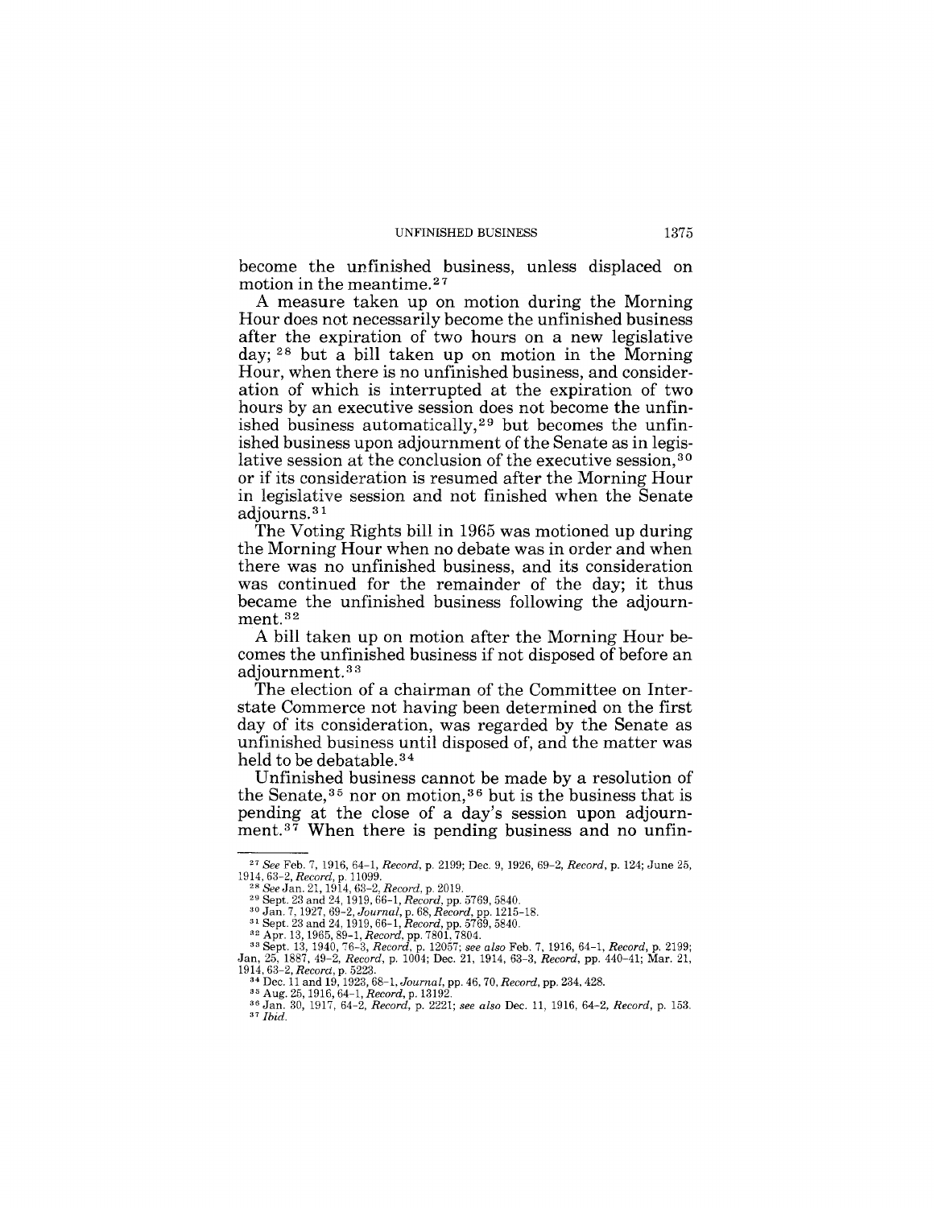become the unfinished business, unless displaced on motion in the meantime.[27]

A measure taken up on motion during the Morning Hour does not necessarily become the unfinished business after the expiration of two hours on a new legislative day; [28] but a bill taken up on motion in the Morning Hour, when there is no unfinished business, and consideration of which is interrupted at the expiration of two hours by an executive session does not become the unfinished business automatically,[29] but becomes the unfinished business upon adjournment of the Senate as in legislative session at the conclusion of the executive session,[30] or if its consideration is resumed after the Morning Hour in legislative session and not finished when the Senate adjourns.[31]

The Voting Rights bill in 1965 was motioned up during the Morning Hour when no debate was in order and when there was no unfinished business, and its consideration was continued for the remainder of the day; it thus became the unfinished business following the adjournment.[32]

A bill taken up on motion after the Morning Hour becomes the unfinished business if not disposed of before an adjournment.[33]

The election of a chairman of the Committee on Interstate Commerce not having been determined on the first day of its consideration, was regarded by the Senate as unfinished business until disposed of, and the matter was held to be debatable.[34]

Unfinished business cannot be made by a resolution of the Senate,[35] nor on motion,[36] but is the business that is pending at the close of a day's session upon adjournment.[37] When there is pending business and no unfin-

---

[27] *See* Feb. 7, 1916, 64–1, *Record*, p. 2199; Dec. 9, 1926, 69–2, *Record*, p. 124; June 25, 1914, 63–2, *Record*, p. 11099.

[28] *See* Jan. 21, 1914, 63–2, *Record*, p. 2019.

[29] Sept. 23 and 24, 1919, 66–1, *Record*, pp. 5769, 5840.

[30] Jan. 7, 1927, 69–2, *Journal*, p. 68, *Record*, pp. 1215–18.

[31] Sept. 23 and 24, 1919, 66–1, *Record*, pp. 5769, 5840.

[32] Apr. 13, 1965, 89–1, *Record*, pp. 7801, 7804.

[33] Sept. 13, 1940, 76–3, *Record*, p. 12057; *see also* Feb. 7, 1916, 64–1, *Record*, p. 2199; Jan. 25, 1887, 49–2, *Record*, p. 1004; Dec. 21, 1914, 63–3, *Record*, pp. 440–41; Mar. 21, 1914, 63–2, *Record*, p. 5223.

[34] Dec. 11 and 19, 1923, 68–1, *Journal*, pp. 46, 70, *Record*, pp. 234, 428.

[35] Aug. 25, 1916, 64–1, *Record*, p. 13192.

[36] Jan. 30, 1917, 64–2, *Record*, p. 2221; *see also* Dec. 11, 1916, 64–2, *Record*, p. 153.

[37] *Ibid.*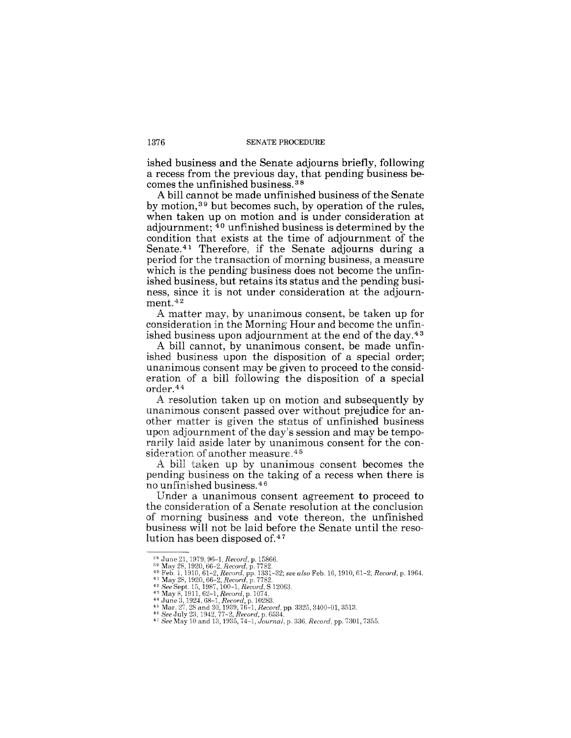ished business and the Senate adjourns briefly, following a recess from the previous day, that pending business becomes the unfinished business.[38]

A bill cannot be made unfinished business of the Senate by motion,[39] but becomes such, by operation of the rules, when taken up on motion and is under consideration at adjournment; [40] unfinished business is determined by the condition that exists at the time of adjournment of the Senate.[41] Therefore, if the Senate adjourns during a period for the transaction of morning business, a measure which is the pending business does not become the unfinished business, but retains its status and the pending business, since it is not under consideration at the adjournment.[42]

A matter may, by unanimous consent, be taken up for consideration in the Morning Hour and become the unfinished business upon adjournment at the end of the day.[43]

A bill cannot, by unanimous consent, be made unfinished business upon the disposition of a special order; unanimous consent may be given to proceed to the consideration of a bill following the disposition of a special order.[44]

A resolution taken up on motion and subsequently by unanimous consent passed over without prejudice for another matter is given the status of unfinished business upon adjournment of the day's session and may be temporarily laid aside later by unanimous consent for the consideration of another measure.[45]

A bill taken up by unanimous consent becomes the pending business on the taking of a recess when there is no unfinished business.[46]

Under a unanimous consent agreement to proceed to the consideration of a Senate resolution at the conclusion of morning business and vote thereon, the unfinished business will not be laid before the Senate until the resolution has been disposed of.[47]

---

[38] June 21, 1979, 96-1, *Record*, p. 15866.
[39] May 28, 1920, 66-2, *Record*, p. 7782.
[40] Feb. 1, 1910, 61-2, *Record*, pp. 1331-32; *see also* Feb. 16, 1910, 61-2, *Record*, p. 1964.
[41] May 28, 1920, 66-2, *Record*, p. 7782.
[42] *See* Sept. 15, 1987, 100-1, *Record*, S 12063.
[43] May 8, 1911, 62-1, *Record*, p. 1074.
[44] June 3, 1924, 68-1, *Record*, p. 10283.
[45] Mar. 27, 28 and 30, 1939, 76-1, *Record*, pp. 3325, 3400-01, 3513.
[46] *See* July 23, 1942, 77-2, *Record*, p. 6534.
[47] *See* May 10 and 13, 1935, 74-1, *Journal*, p. 336, *Record*, pp. 7301, 7355.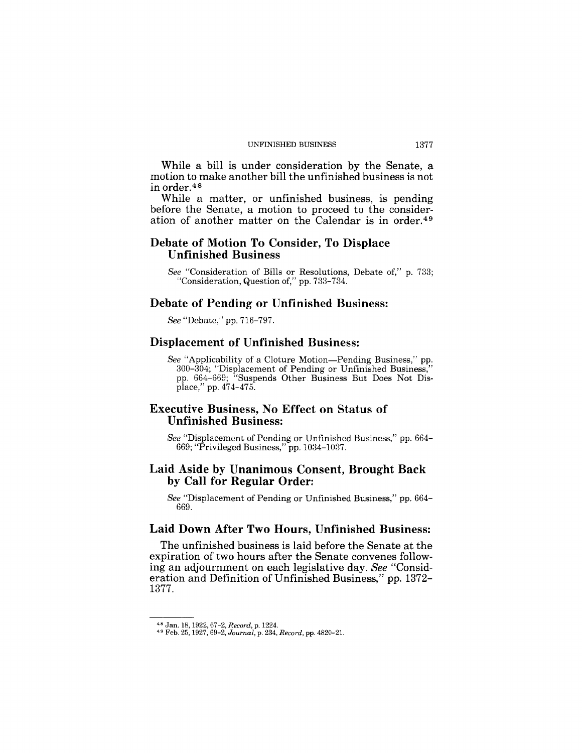While a bill is under consideration by the Senate, a motion to make another bill the unfinished business is not in order.[48]

While a matter, or unfinished business, is pending before the Senate, a motion to proceed to the consideration of another matter on the Calendar is in order.[49]

## Debate of Motion To Consider, To Displace Unfinished Business

*See* "Consideration of Bills or Resolutions, Debate of," p. 733; "Consideration, Question of," pp. 733–734.

## Debate of Pending or Unfinished Business:

*See* "Debate," pp. 716–797.

## Displacement of Unfinished Business:

*See* "Applicability of a Cloture Motion—Pending Business," pp. 300–304; "Displacement of Pending or Unfinished Business," pp. 664–669; "Suspends Other Business But Does Not Displace," pp. 474–475.

## Executive Business, No Effect on Status of Unfinished Business:

*See* "Displacement of Pending or Unfinished Business," pp. 664–669; "Privileged Business," pp. 1034–1037.

## Laid Aside by Unanimous Consent, Brought Back by Call for Regular Order:

*See* "Displacement of Pending or Unfinished Business," pp. 664–669.

## Laid Down After Two Hours, Unfinished Business:

The unfinished business is laid before the Senate at the expiration of two hours after the Senate convenes following an adjournment on each legislative day. *See* "Consideration and Definition of Unfinished Business," pp. 1372–1377.

---

[48] Jan. 18, 1922, 67–2, *Record*, p. 1224.

[49] Feb. 25, 1927, 69–2, *Journal*, p. 234, *Record*, pp. 4820–21.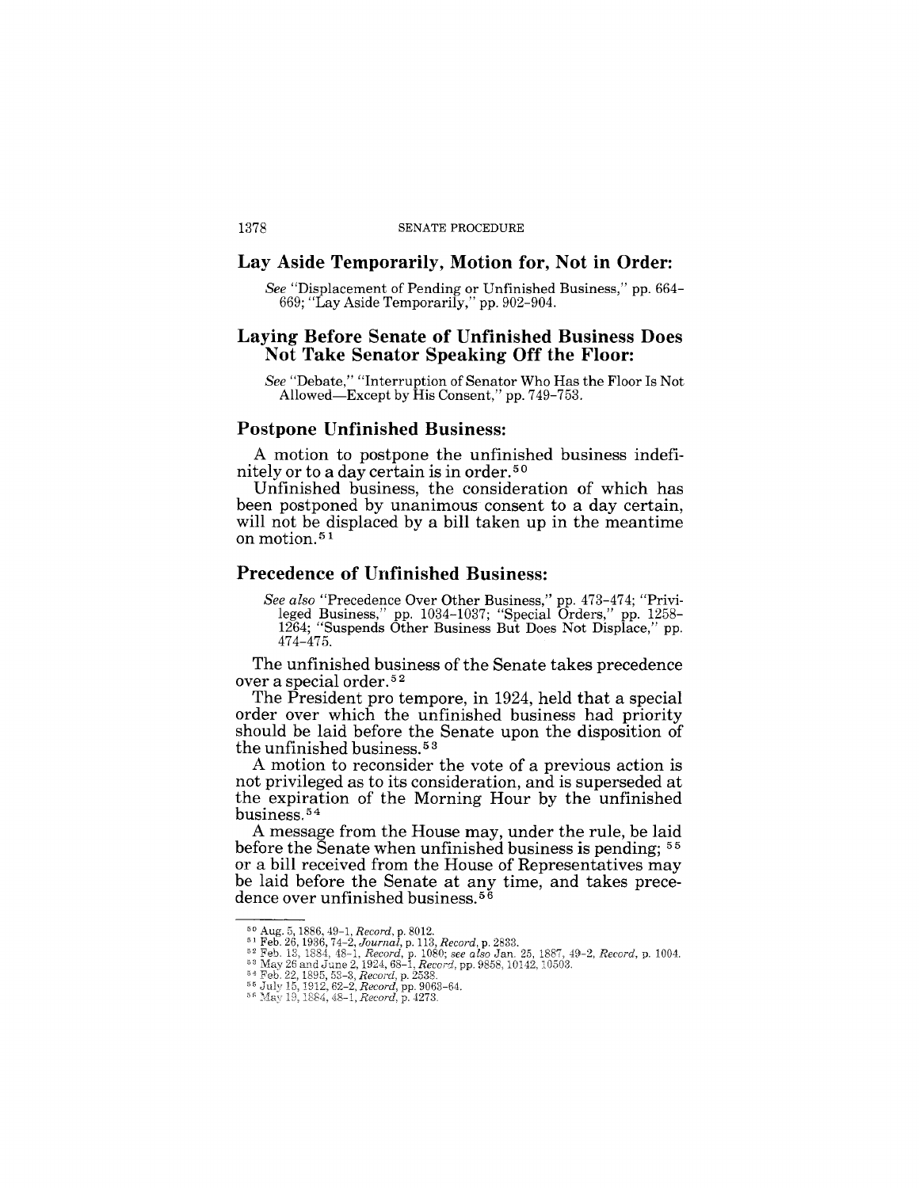## Lay Aside Temporarily, Motion for, Not in Order:

*See* "Displacement of Pending or Unfinished Business," pp. 664–669; "Lay Aside Temporarily," pp. 902–904.

## Laying Before Senate of Unfinished Business Does Not Take Senator Speaking Off the Floor:

*See* "Debate," "Interruption of Senator Who Has the Floor Is Not Allowed—Except by His Consent," pp. 749–753.

## Postpone Unfinished Business:

A motion to postpone the unfinished business indefinitely or to a day certain is in order.[50]

Unfinished business, the consideration of which has been postponed by unanimous consent to a day certain, will not be displaced by a bill taken up in the meantime on motion.[51]

## Precedence of Unfinished Business:

*See also* "Precedence Over Other Business," pp. 473–474; "Privileged Business," pp. 1034–1037; "Special Orders," pp. 1258–1264; "Suspends Other Business But Does Not Displace," pp. 474–475.

The unfinished business of the Senate takes precedence over a special order.[52]

The President pro tempore, in 1924, held that a special order over which the unfinished business had priority should be laid before the Senate upon the disposition of the unfinished business.[53]

A motion to reconsider the vote of a previous action is not privileged as to its consideration, and is superseded at the expiration of the Morning Hour by the unfinished business.[54]

A message from the House may, under the rule, be laid before the Senate when unfinished business is pending;[55] or a bill received from the House of Representatives may be laid before the Senate at any time, and takes precedence over unfinished business.[56]

---

[50] Aug. 5, 1886, 49–1, *Record*, p. 8012.
[51] Feb. 26, 1936, 74–2, *Journal*, p. 113, *Record*, p. 2833.
[52] Feb. 13, 1884, 48–1, *Record*, p. 1080; *see also* Jan. 25, 1887, 49–2, *Record*, p. 1004.
[53] May 26 and June 2, 1924, 68–1, *Record*, pp. 9858, 10142, 10503.
[54] Feb. 22, 1895, 53–3, *Record*, p. 2538.
[55] July 15, 1912, 62–2, *Record*, pp. 9063–64.
[56] May 19, 1884, 48–1, *Record*, p. 4273.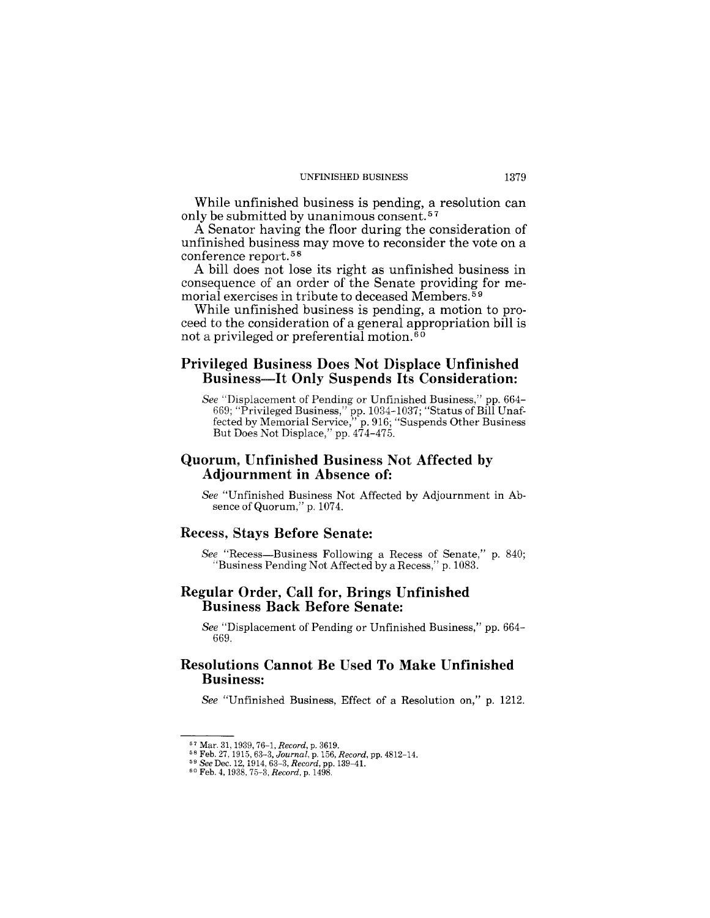While unfinished business is pending, a resolution can only be submitted by unanimous consent.[57]

A Senator having the floor during the consideration of unfinished business may move to reconsider the vote on a conference report.[58]

A bill does not lose its right as unfinished business in consequence of an order of the Senate providing for memorial exercises in tribute to deceased Members.[59]

While unfinished business is pending, a motion to proceed to the consideration of a general appropriation bill is not a privileged or preferential motion.[60]

## Privileged Business Does Not Displace Unfinished Business—It Only Suspends Its Consideration:

*See* "Displacement of Pending or Unfinished Business," pp. 664–669; "Privileged Business," pp. 1034–1037; "Status of Bill Unaffected by Memorial Service," p. 916; "Suspends Other Business But Does Not Displace," pp. 474–475.

## Quorum, Unfinished Business Not Affected by Adjournment in Absence of:

*See* "Unfinished Business Not Affected by Adjournment in Absence of Quorum," p. 1074.

## Recess, Stays Before Senate:

*See* "Recess—Business Following a Recess of Senate," p. 840; "Business Pending Not Affected by a Recess," p. 1083.

## Regular Order, Call for, Brings Unfinished Business Back Before Senate:

*See* "Displacement of Pending or Unfinished Business," pp. 664–669.

## Resolutions Cannot Be Used To Make Unfinished Business:

*See* "Unfinished Business, Effect of a Resolution on," p. 1212.

---

[57] Mar. 31, 1939, 76–1, *Record*, p. 3619.

[58] Feb. 27, 1915, 63–3, *Journal*, p. 156, *Record*, pp. 4812–14.

[59] *See* Dec. 12, 1914, 63–3, *Record*, pp. 139–41.

[60] Feb. 4, 1938, 75–3, *Record*, p. 1498.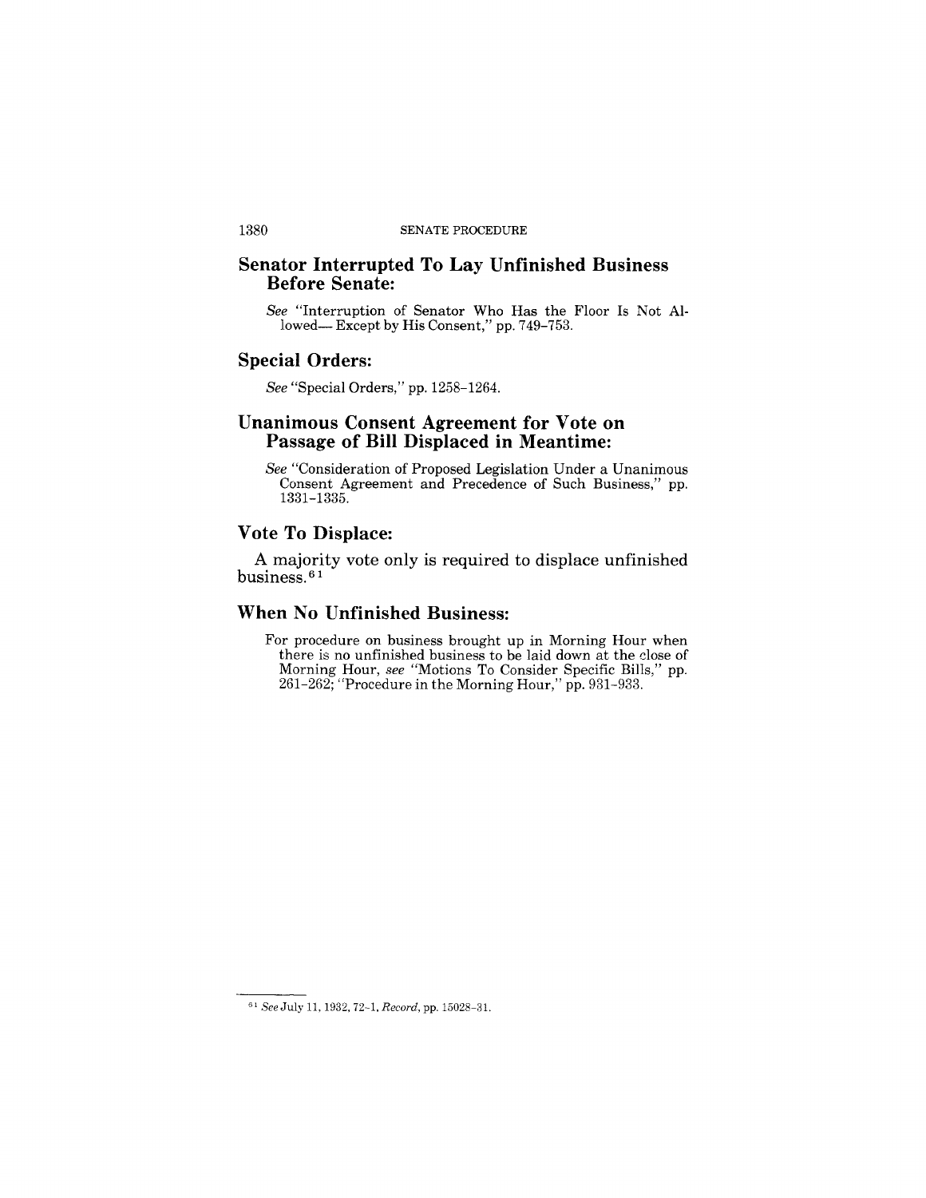## Senator Interrupted To Lay Unfinished Business Before Senate:

*See* "Interruption of Senator Who Has the Floor Is Not Allowed— Except by His Consent," pp. 749–753.

## Special Orders:

*See* "Special Orders," pp. 1258–1264.

## Unanimous Consent Agreement for Vote on Passage of Bill Displaced in Meantime:

*See* "Consideration of Proposed Legislation Under a Unanimous Consent Agreement and Precedence of Such Business," pp. 1331–1335.

## Vote To Displace:

A majority vote only is required to displace unfinished business.[61]

## When No Unfinished Business:

For procedure on business brought up in Morning Hour when there is no unfinished business to be laid down at the close of Morning Hour, *see* "Motions To Consider Specific Bills," pp. 261–262; "Procedure in the Morning Hour," pp. 931–933.

---

[61] *See* July 11, 1932, 72-1, *Record*, pp. 15028–31.